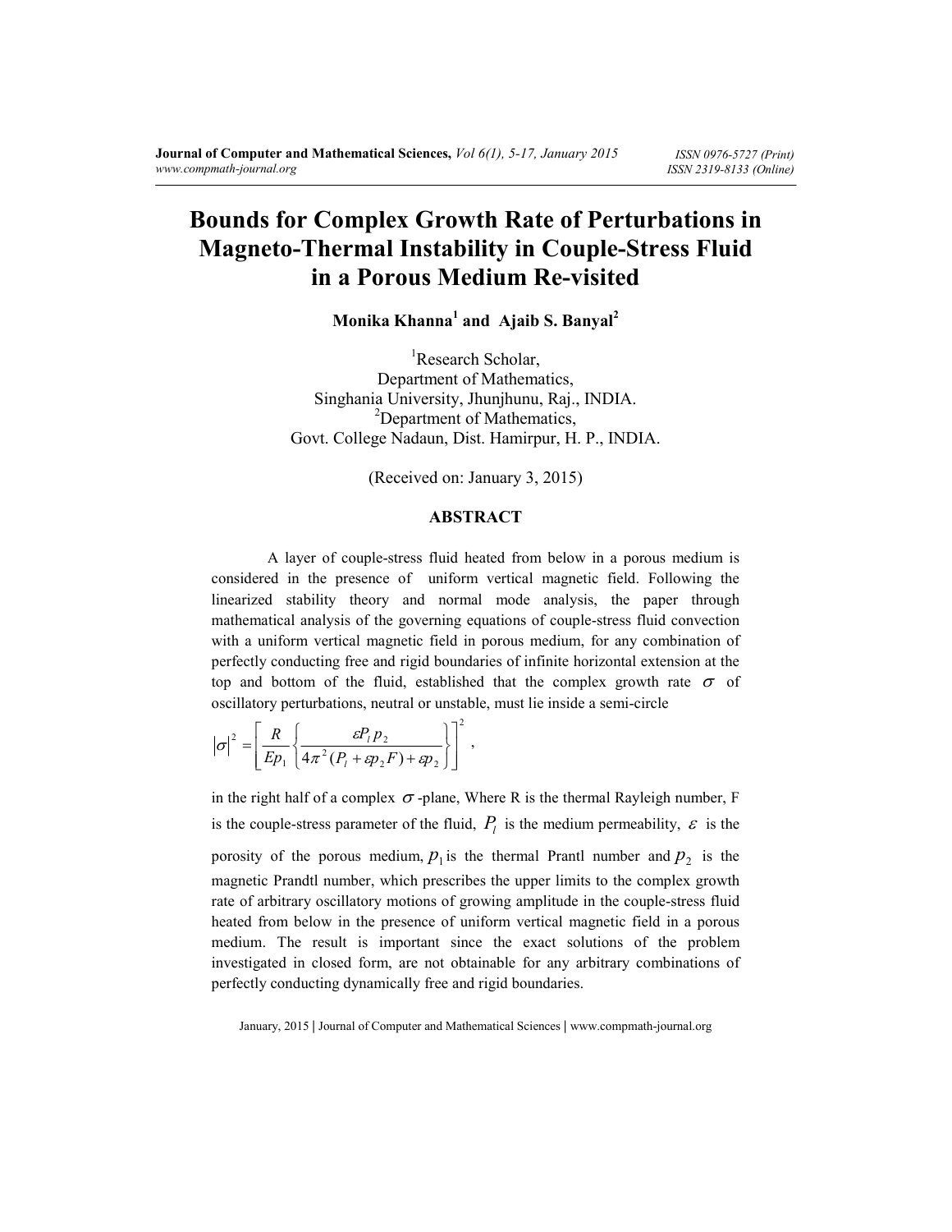# Bounds for Complex Growth Rate of Perturbations in Magneto-Thermal Instability in Couple-Stress Fluid in a Porous Medium Re-visited

**Monika Khanna[1] and Ajaib S. Banyal[2]**

[1]Research Scholar,
Department of Mathematics,
Singhania University, Jhunjhunu, Raj., INDIA.
[2]Department of Mathematics,
Govt. College Nadaun, Dist. Hamirpur, H. P., INDIA.

(Received on: January 3, 2015)

## ABSTRACT

A layer of couple-stress fluid heated from below in a porous medium is considered in the presence of uniform vertical magnetic field. Following the linearized stability theory and normal mode analysis, the paper through mathematical analysis of the governing equations of couple-stress fluid convection with a uniform vertical magnetic field in porous medium, for any combination of perfectly conducting free and rigid boundaries of infinite horizontal extension at the top and bottom of the fluid, established that the complex growth rate $\sigma$ of oscillatory perturbations, neutral or unstable, must lie inside a semi-circle

$$|\sigma|^2 = \left[ \frac{R}{Ep_1} \left\{ \frac{\varepsilon P_l p_2}{4\pi^2 (P_l + \varepsilon p_2 F) + \varepsilon p_2} \right\} \right]^2 ,$$

in the right half of a complex $\sigma$-plane, Where R is the thermal Rayleigh number, F is the couple-stress parameter of the fluid, $P_l$ is the medium permeability, $\varepsilon$ is the porosity of the porous medium, $p_1$ is the thermal Prantl number and $p_2$ is the magnetic Prandtl number, which prescribes the upper limits to the complex growth rate of arbitrary oscillatory motions of growing amplitude in the couple-stress fluid heated from below in the presence of uniform vertical magnetic field in a porous medium. The result is important since the exact solutions of the problem investigated in closed form, are not obtainable for any arbitrary combinations of perfectly conducting dynamically free and rigid boundaries.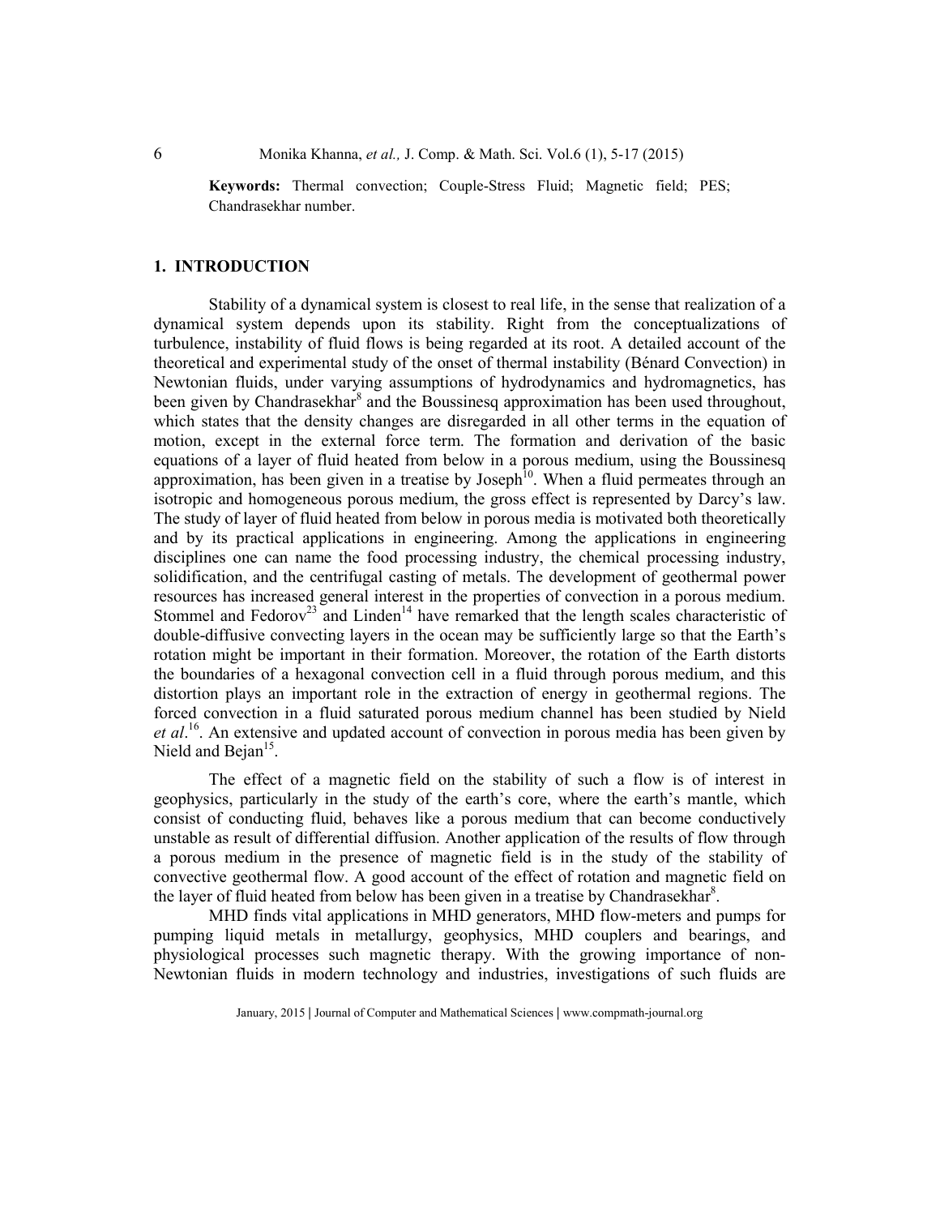**Keywords:** Thermal convection; Couple-Stress Fluid; Magnetic field; PES; Chandrasekhar number.

## 1. INTRODUCTION

Stability of a dynamical system is closest to real life, in the sense that realization of a dynamical system depends upon its stability. Right from the conceptualizations of turbulence, instability of fluid flows is being regarded at its root. A detailed account of the theoretical and experimental study of the onset of thermal instability (Bénard Convection) in Newtonian fluids, under varying assumptions of hydrodynamics and hydromagnetics, has been given by Chandrasekhar[8] and the Boussinesq approximation has been used throughout, which states that the density changes are disregarded in all other terms in the equation of motion, except in the external force term. The formation and derivation of the basic equations of a layer of fluid heated from below in a porous medium, using the Boussinesq approximation, has been given in a treatise by Joseph[10]. When a fluid permeates through an isotropic and homogeneous porous medium, the gross effect is represented by Darcy's law. The study of layer of fluid heated from below in porous media is motivated both theoretically and by its practical applications in engineering. Among the applications in engineering disciplines one can name the food processing industry, the chemical processing industry, solidification, and the centrifugal casting of metals. The development of geothermal power resources has increased general interest in the properties of convection in a porous medium. Stommel and Fedorov[23] and Linden[14] have remarked that the length scales characteristic of double-diffusive convecting layers in the ocean may be sufficiently large so that the Earth's rotation might be important in their formation. Moreover, the rotation of the Earth distorts the boundaries of a hexagonal convection cell in a fluid through porous medium, and this distortion plays an important role in the extraction of energy in geothermal regions. The forced convection in a fluid saturated porous medium channel has been studied by Nield *et al*.[16]. An extensive and updated account of convection in porous media has been given by Nield and Bejan[15].

The effect of a magnetic field on the stability of such a flow is of interest in geophysics, particularly in the study of the earth's core, where the earth's mantle, which consist of conducting fluid, behaves like a porous medium that can become conductively unstable as result of differential diffusion. Another application of the results of flow through a porous medium in the presence of magnetic field is in the study of the stability of convective geothermal flow. A good account of the effect of rotation and magnetic field on the layer of fluid heated from below has been given in a treatise by Chandrasekhar[8].

MHD finds vital applications in MHD generators, MHD flow-meters and pumps for pumping liquid metals in metallurgy, geophysics, MHD couplers and bearings, and physiological processes such magnetic therapy. With the growing importance of non-Newtonian fluids in modern technology and industries, investigations of such fluids are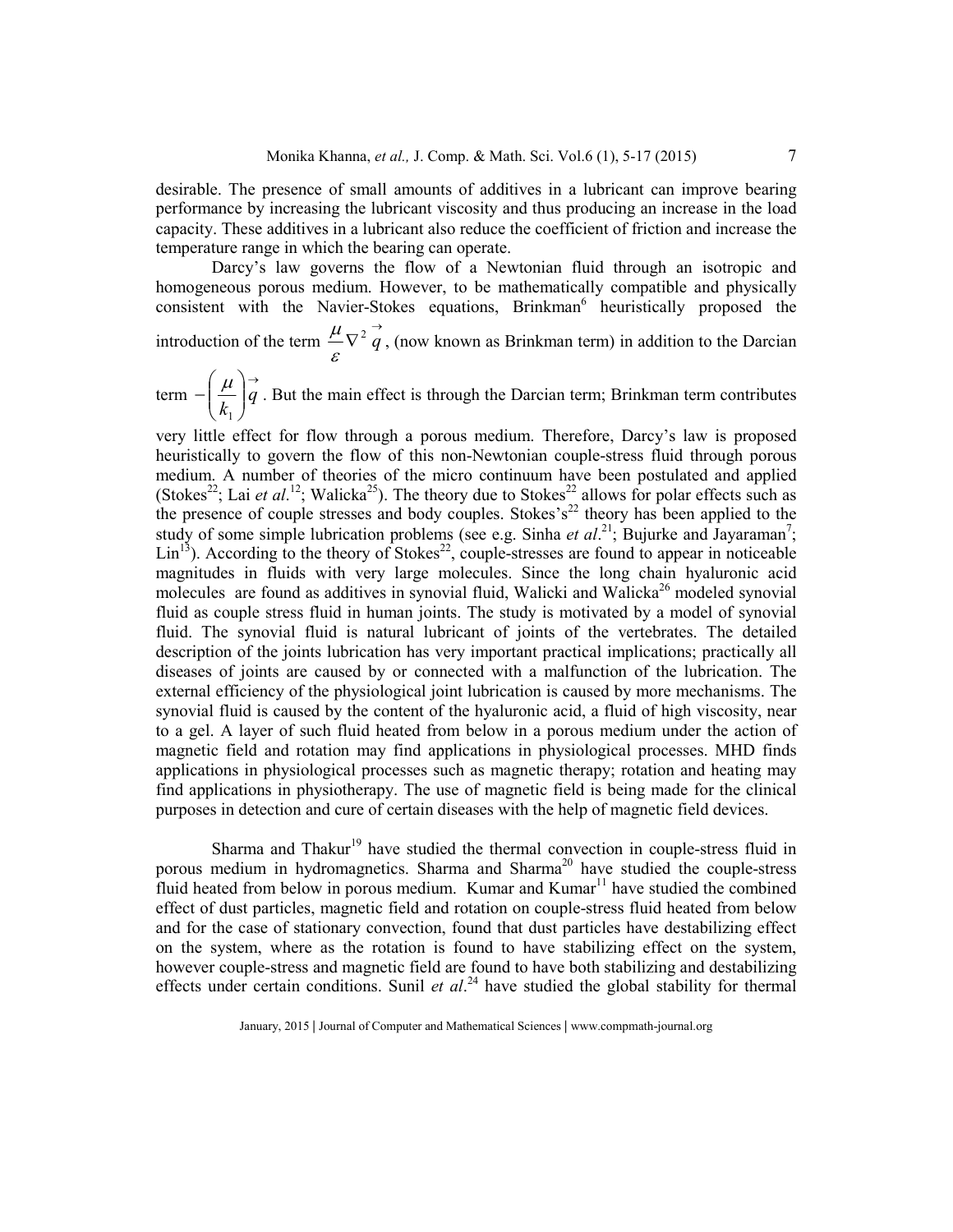desirable. The presence of small amounts of additives in a lubricant can improve bearing performance by increasing the lubricant viscosity and thus producing an increase in the load capacity. These additives in a lubricant also reduce the coefficient of friction and increase the temperature range in which the bearing can operate.

Darcy's law governs the flow of a Newtonian fluid through an isotropic and homogeneous porous medium. However, to be mathematically compatible and physically consistent with the Navier-Stokes equations, Brinkman[6] heuristically proposed the introduction of the term $\frac{\mu}{\varepsilon}\nabla^2 \vec{q}$, (now known as Brinkman term) in addition to the Darcian term $-\left(\frac{\mu}{k_1}\right)\vec{q}$. But the main effect is through the Darcian term; Brinkman term contributes very little effect for flow through a porous medium. Therefore, Darcy's law is proposed heuristically to govern the flow of this non-Newtonian couple-stress fluid through porous medium. A number of theories of the micro continuum have been postulated and applied (Stokes[22]; Lai *et al*.[12]; Walicka[25]). The theory due to Stokes[22] allows for polar effects such as the presence of couple stresses and body couples. Stokes's[22] theory has been applied to the study of some simple lubrication problems (see e.g. Sinha *et al*.[21]; Bujurke and Jayaraman[7]; Lin[13]). According to the theory of Stokes[22], couple-stresses are found to appear in noticeable magnitudes in fluids with very large molecules. Since the long chain hyaluronic acid molecules are found as additives in synovial fluid, Walicki and Walicka[26] modeled synovial fluid as couple stress fluid in human joints. The study is motivated by a model of synovial fluid. The synovial fluid is natural lubricant of joints of the vertebrates. The detailed description of the joints lubrication has very important practical implications; practically all diseases of joints are caused by or connected with a malfunction of the lubrication. The external efficiency of the physiological joint lubrication is caused by more mechanisms. The synovial fluid is caused by the content of the hyaluronic acid, a fluid of high viscosity, near to a gel. A layer of such fluid heated from below in a porous medium under the action of magnetic field and rotation may find applications in physiological processes. MHD finds applications in physiological processes such as magnetic therapy; rotation and heating may find applications in physiotherapy. The use of magnetic field is being made for the clinical purposes in detection and cure of certain diseases with the help of magnetic field devices.

Sharma and Thakur[19] have studied the thermal convection in couple-stress fluid in porous medium in hydromagnetics. Sharma and Sharma[20] have studied the couple-stress fluid heated from below in porous medium. Kumar and Kumar[11] have studied the combined effect of dust particles, magnetic field and rotation on couple-stress fluid heated from below and for the case of stationary convection, found that dust particles have destabilizing effect on the system, where as the rotation is found to have stabilizing effect on the system, however couple-stress and magnetic field are found to have both stabilizing and destabilizing effects under certain conditions. Sunil *et al*.[24] have studied the global stability for thermal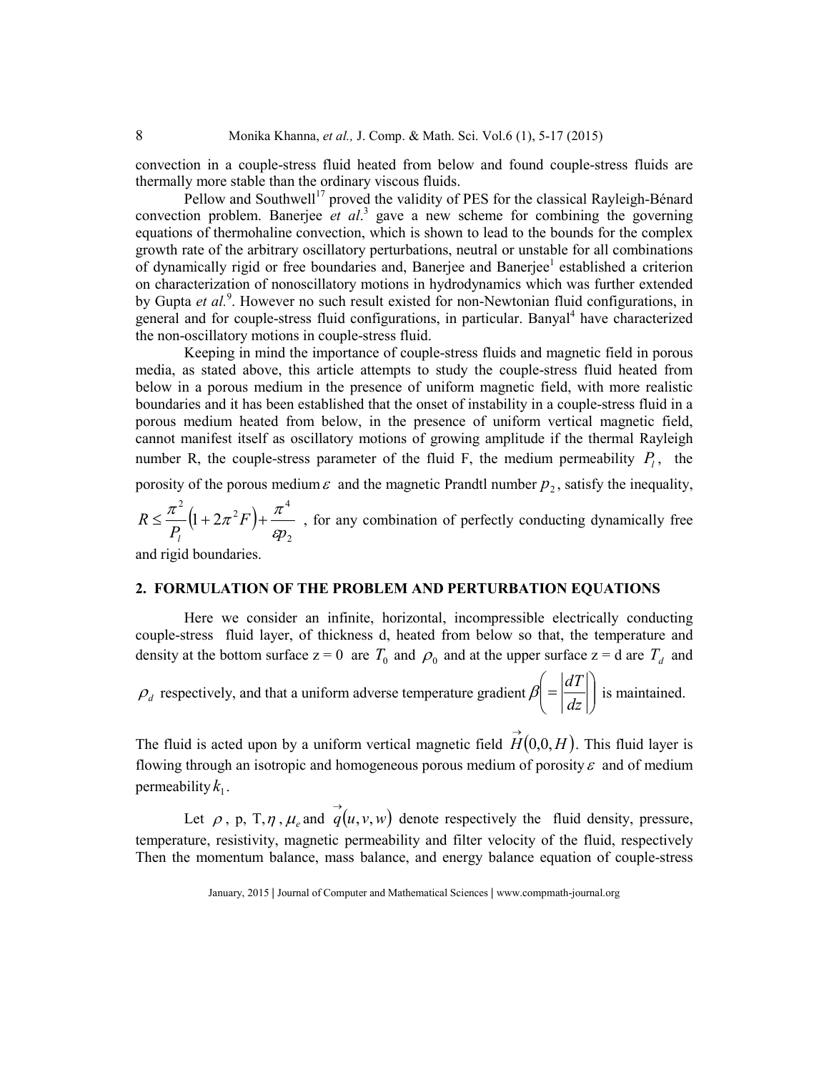convection in a couple-stress fluid heated from below and found couple-stress fluids are thermally more stable than the ordinary viscous fluids.

Pellow and Southwell[17] proved the validity of PES for the classical Rayleigh-Bénard convection problem. Banerjee *et al*.[3] gave a new scheme for combining the governing equations of thermohaline convection, which is shown to lead to the bounds for the complex growth rate of the arbitrary oscillatory perturbations, neutral or unstable for all combinations of dynamically rigid or free boundaries and, Banerjee and Banerjee[1] established a criterion on characterization of nonoscillatory motions in hydrodynamics which was further extended by Gupta *et al.*[9]. However no such result existed for non-Newtonian fluid configurations, in general and for couple-stress fluid configurations, in particular. Banyal[4] have characterized the non-oscillatory motions in couple-stress fluid.

Keeping in mind the importance of couple-stress fluids and magnetic field in porous media, as stated above, this article attempts to study the couple-stress fluid heated from below in a porous medium in the presence of uniform magnetic field, with more realistic boundaries and it has been established that the onset of instability in a couple-stress fluid in a porous medium heated from below, in the presence of uniform vertical magnetic field, cannot manifest itself as oscillatory motions of growing amplitude if the thermal Rayleigh number R, the couple-stress parameter of the fluid F, the medium permeability $P_l$, the porosity of the porous medium $\varepsilon$ and the magnetic Prandtl number $p_2$, satisfy the inequality, $R \leq \frac{\pi^2}{P_l}\left(1+2\pi^2 F\right)+\frac{\pi^4}{\varepsilon p_2}$ , for any combination of perfectly conducting dynamically free and rigid boundaries.

## 2. FORMULATION OF THE PROBLEM AND PERTURBATION EQUATIONS

Here we consider an infinite, horizontal, incompressible electrically conducting couple-stress fluid layer, of thickness d, heated from below so that, the temperature and density at the bottom surface z = 0 are $T_0$ and $\rho_0$ and at the upper surface z = d are $T_d$ and $\rho_d$ respectively, and that a uniform adverse temperature gradient $\beta\left(=\left|\frac{dT}{dz}\right|\right)$ is maintained. The fluid is acted upon by a uniform vertical magnetic field $\vec{H}(0,0,H)$. This fluid layer is flowing through an isotropic and homogeneous porous medium of porosity $\varepsilon$ and of medium permeability $k_1$.

Let $\rho$, p, T, $\eta$, $\mu_e$ and $\vec{q}(u,v,w)$ denote respectively the fluid density, pressure, temperature, resistivity, magnetic permeability and filter velocity of the fluid, respectively Then the momentum balance, mass balance, and energy balance equation of couple-stress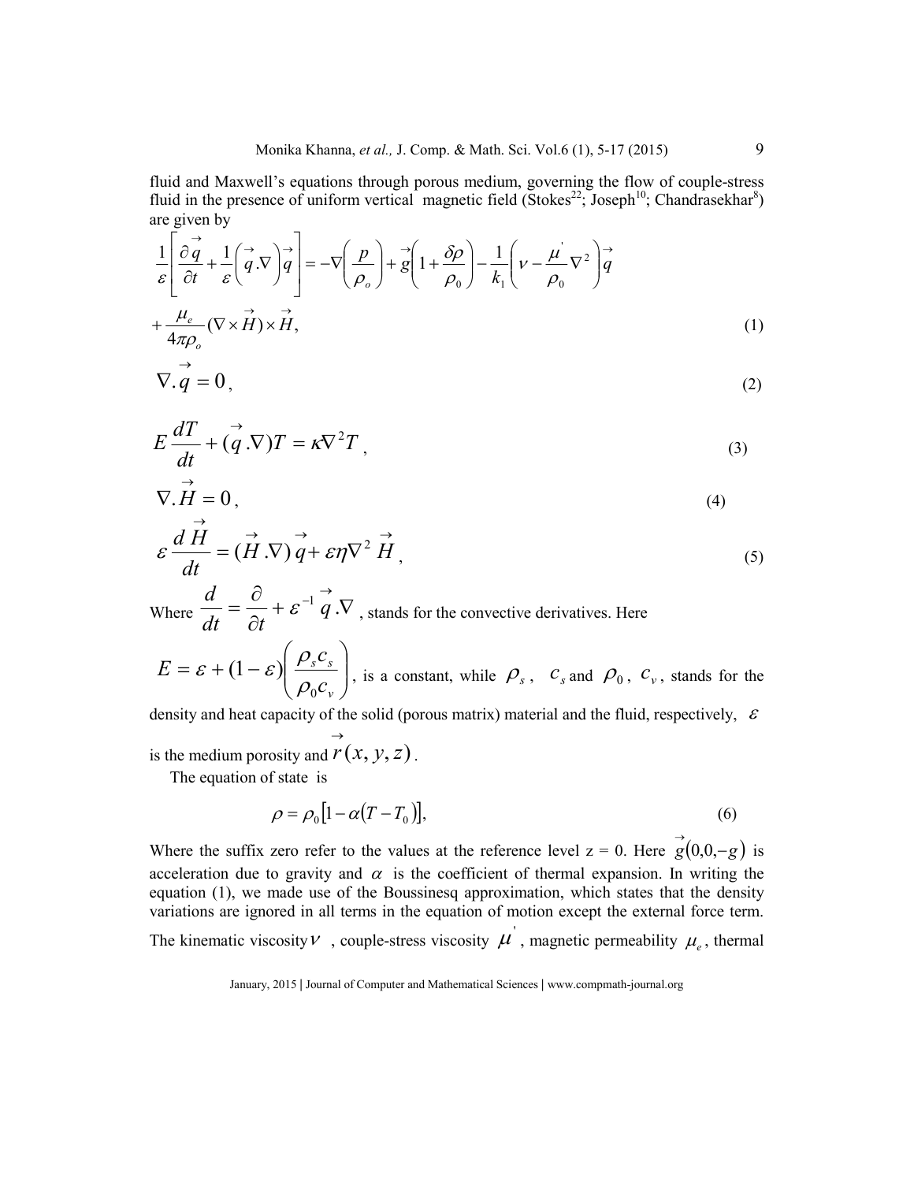fluid and Maxwell's equations through porous medium, governing the flow of couple-stress fluid in the presence of uniform vertical magnetic field (Stokes[22]; Joseph[10]; Chandrasekhar[8]) are given by

$$\frac{1}{\varepsilon}\left[\frac{\partial \vec{q}}{\partial t}+\frac{1}{\varepsilon}\left(\vec{q}.\nabla\right)\vec{q}\right]=-\nabla\left(\frac{p}{\rho_o}\right)+\vec{g}\left(1+\frac{\delta\rho}{\rho_0}\right)-\frac{1}{k_1}\left(\nu-\frac{\mu^{'}}{\rho_0}\nabla^2\right)\vec{q}$$

$$+\frac{\mu_e}{4\pi\rho_o}(\nabla\times\vec{H})\times\vec{H}, \tag{1}$$

$$\nabla.\vec{q}=0, \tag{2}$$

$$E\frac{dT}{dt}+(\vec{q}.\nabla)T=\kappa\nabla^2T, \tag{3}$$

$$\nabla.\vec{H}=0, \tag{4}$$

$$\varepsilon\frac{d\vec{H}}{dt}=(\vec{H}.\nabla)\vec{q}+\varepsilon\eta\nabla^2\vec{H}, \tag{5}$$

Where $\frac{d}{dt}=\frac{\partial}{\partial t}+\varepsilon^{-1}\vec{q}.\nabla$, stands for the convective derivatives. Here

$E=\varepsilon+(1-\varepsilon)\left(\frac{\rho_s c_s}{\rho_0 c_v}\right)$, is a constant, while $\rho_s$, $c_s$ and $\rho_0$, $c_v$, stands for the density and heat capacity of the solid (porous matrix) material and the fluid, respectively, $\varepsilon$ is the medium porosity and $\vec{r}(x,y,z)$.

The equation of state is

$$\rho=\rho_0\left[1-\alpha(T-T_0)\right], \tag{6}$$

Where the suffix zero refer to the values at the reference level z = 0. Here $\vec{g}(0,0,-g)$ is acceleration due to gravity and $\alpha$ is the coefficient of thermal expansion. In writing the equation (1), we made use of the Boussinesq approximation, which states that the density variations are ignored in all terms in the equation of motion except the external force term. The kinematic viscosity $\nu$, couple-stress viscosity $\mu^{'}$, magnetic permeability $\mu_e$, thermal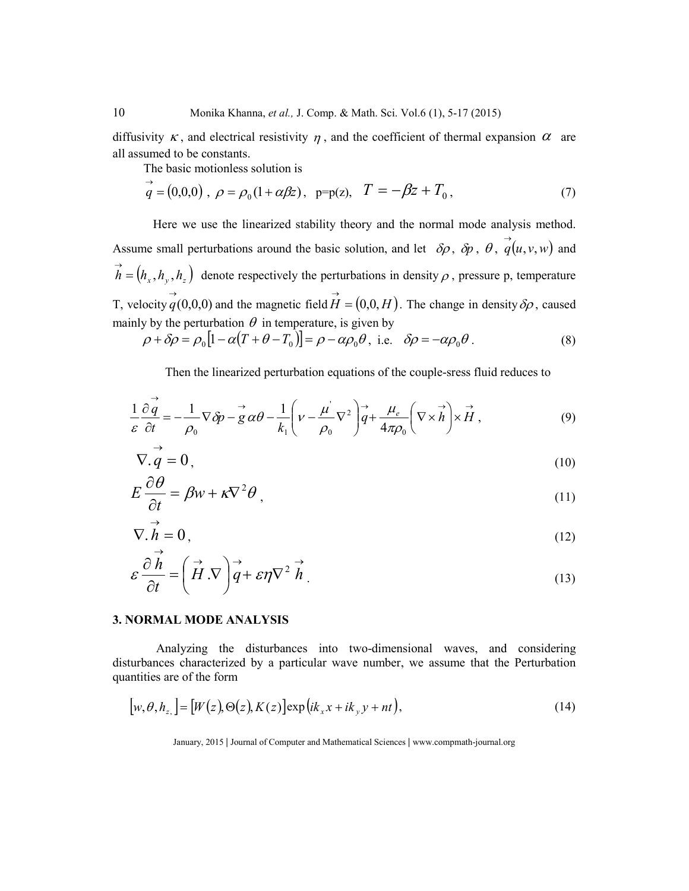diffusivity $\kappa$, and electrical resistivity $\eta$, and the coefficient of thermal expansion $\alpha$ are all assumed to be constants.

The basic motionless solution is

$$\vec{q} = (0,0,0)\ ,\ \rho = \rho_0(1+\alpha\beta z)\ ,\ \ p=p(z),\ \ T = -\beta z + T_0\ , \tag{7}$$

Here we use the linearized stability theory and the normal mode analysis method. Assume small perturbations around the basic solution, and let $\delta\rho$, $\delta p$, $\theta$, $\vec{q}(u,v,w)$ and $\vec{h} = (h_x, h_y, h_z)$ denote respectively the perturbations in density $\rho$, pressure p, temperature T, velocity $\vec{q}(0,0,0)$ and the magnetic field $\vec{H} = (0,0,H)$. The change in density $\delta\rho$, caused mainly by the perturbation $\theta$ in temperature, is given by

$$\rho + \delta\rho = \rho_0[1-\alpha(T+\theta-T_0)] = \rho - \alpha\rho_0\theta,\ \text{ i.e. }\ \delta\rho = -\alpha\rho_0\theta\ . \tag{8}$$

Then the linearized perturbation equations of the couple-sress fluid reduces to

$$\frac{1}{\varepsilon}\frac{\partial \vec{q}}{\partial t} = -\frac{1}{\rho_0}\nabla\delta p - \vec{g}\,\alpha\theta - \frac{1}{k_1}\left(\nu - \frac{\mu'}{\rho_0}\nabla^2\right)\vec{q} + \frac{\mu_e}{4\pi\rho_0}\left(\nabla\times\vec{h}\right)\times\vec{H}\ , \tag{9}$$

$$\nabla.\vec{q} = 0\ , \tag{10}$$

$$E\frac{\partial\theta}{\partial t} = \beta w + \kappa\nabla^2\theta\ , \tag{11}$$

$$\nabla.\vec{h} = 0\ , \tag{12}$$

$$\varepsilon\frac{\partial\vec{h}}{\partial t} = \left(\vec{H}.\nabla\right)\vec{q} + \varepsilon\eta\nabla^2\vec{h}\ . \tag{13}$$

## 3. NORMAL MODE ANALYSIS

Analyzing the disturbances into two-dimensional waves, and considering disturbances characterized by a particular wave number, we assume that the Perturbation quantities are of the form

$$[w,\theta,h_z] = [W(z),\Theta(z),K(z)]\exp\left(ik_x x + ik_y y + nt\right), \tag{14}$$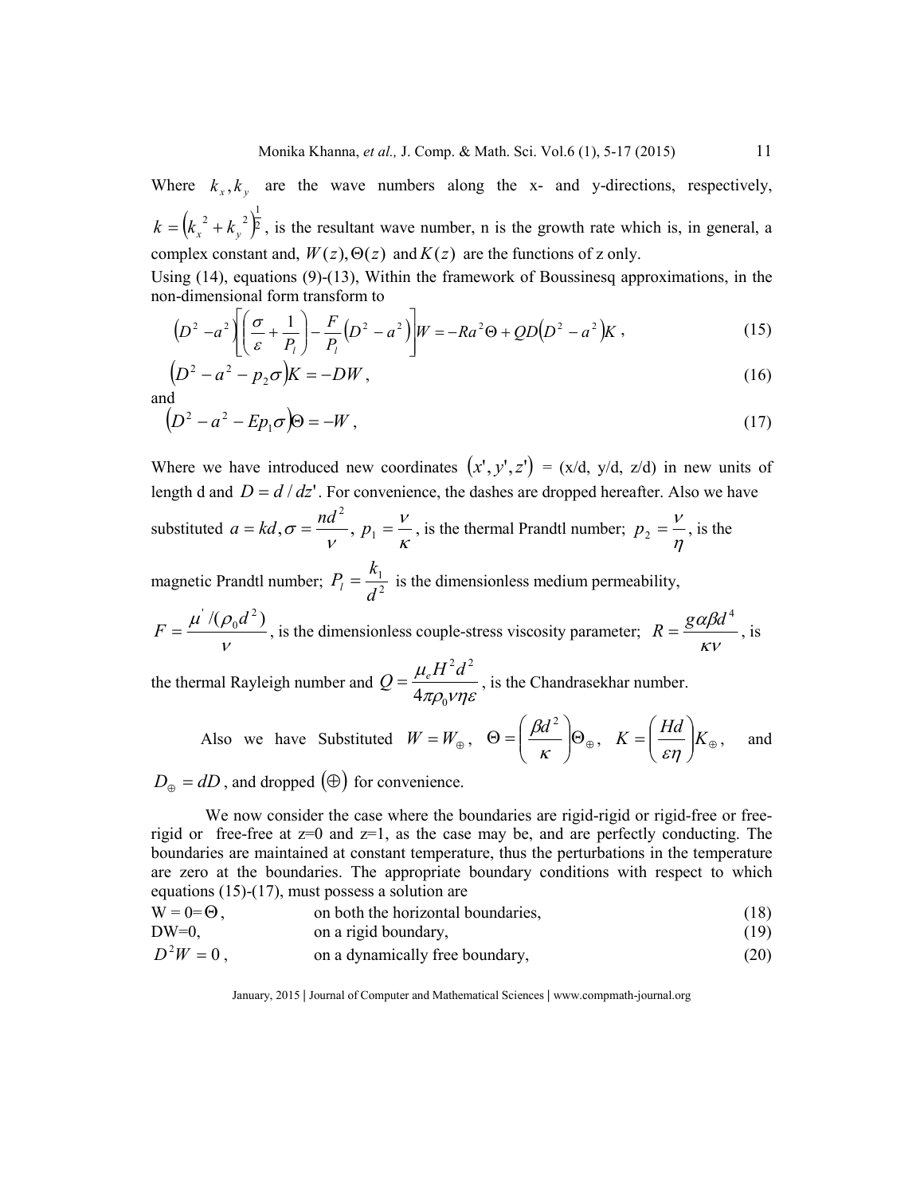Where $k_x, k_y$ are the wave numbers along the x- and y-directions, respectively, $k = \left(k_x^{\,2} + k_y^{\,2}\right)^{\frac{1}{2}}$, is the resultant wave number, n is the growth rate which is, in general, a complex constant and, $W(z), \Theta(z)$ and $K(z)$ are the functions of z only.

Using (14), equations (9)-(13), Within the framework of Boussinesq approximations, in the non-dimensional form transform to

$$\left(D^2 - a^2\right)\left[\left(\frac{\sigma}{\varepsilon} + \frac{1}{P_l}\right) - \frac{F}{P_l}\left(D^2 - a^2\right)\right]W = -Ra^2\Theta + QD\left(D^2 - a^2\right)K\,, \tag{15}$$

$$\left(D^2 - a^2 - p_2\sigma\right)K = -DW\,, \tag{16}$$

and

$$\left(D^2 - a^2 - Ep_1\sigma\right)\Theta = -W\,, \tag{17}$$

Where we have introduced new coordinates $(x', y', z')$ = (x/d, y/d, z/d) in new units of length d and $D = d/dz'$. For convenience, the dashes are dropped hereafter. Also we have substituted $a = kd, \sigma = \dfrac{nd^2}{\nu}$, $p_1 = \dfrac{\nu}{\kappa}$, is the thermal Prandtl number; $p_2 = \dfrac{\nu}{\eta}$, is the magnetic Prandtl number; $P_l = \dfrac{k_1}{d^2}$ is the dimensionless medium permeability, $F = \dfrac{\mu' / (\rho_0 d^2)}{\nu}$, is the dimensionless couple-stress viscosity parameter; $R = \dfrac{g\alpha\beta d^4}{\kappa\nu}$, is the thermal Rayleigh number and $Q = \dfrac{\mu_e H^2 d^2}{4\pi\rho_0 \nu\eta\varepsilon}$, is the Chandrasekhar number.

Also we have Substituted $W = W_{\oplus}$, $\Theta = \left(\dfrac{\beta d^2}{\kappa}\right)\Theta_{\oplus}$, $K = \left(\dfrac{Hd}{\varepsilon\eta}\right)K_{\oplus}$, and $D_{\oplus} = dD$, and dropped $(\oplus)$ for convenience.

We now consider the case where the boundaries are rigid-rigid or rigid-free or free-rigid or free-free at z=0 and z=1, as the case may be, and are perfectly conducting. The boundaries are maintained at constant temperature, thus the perturbations in the temperature are zero at the boundaries. The appropriate boundary conditions with respect to which equations (15)-(17), must possess a solution are

$W = 0 = \Theta$, on both the horizontal boundaries, (18)

DW=0, on a rigid boundary, (19)

$D^2W = 0$, on a dynamically free boundary, (20)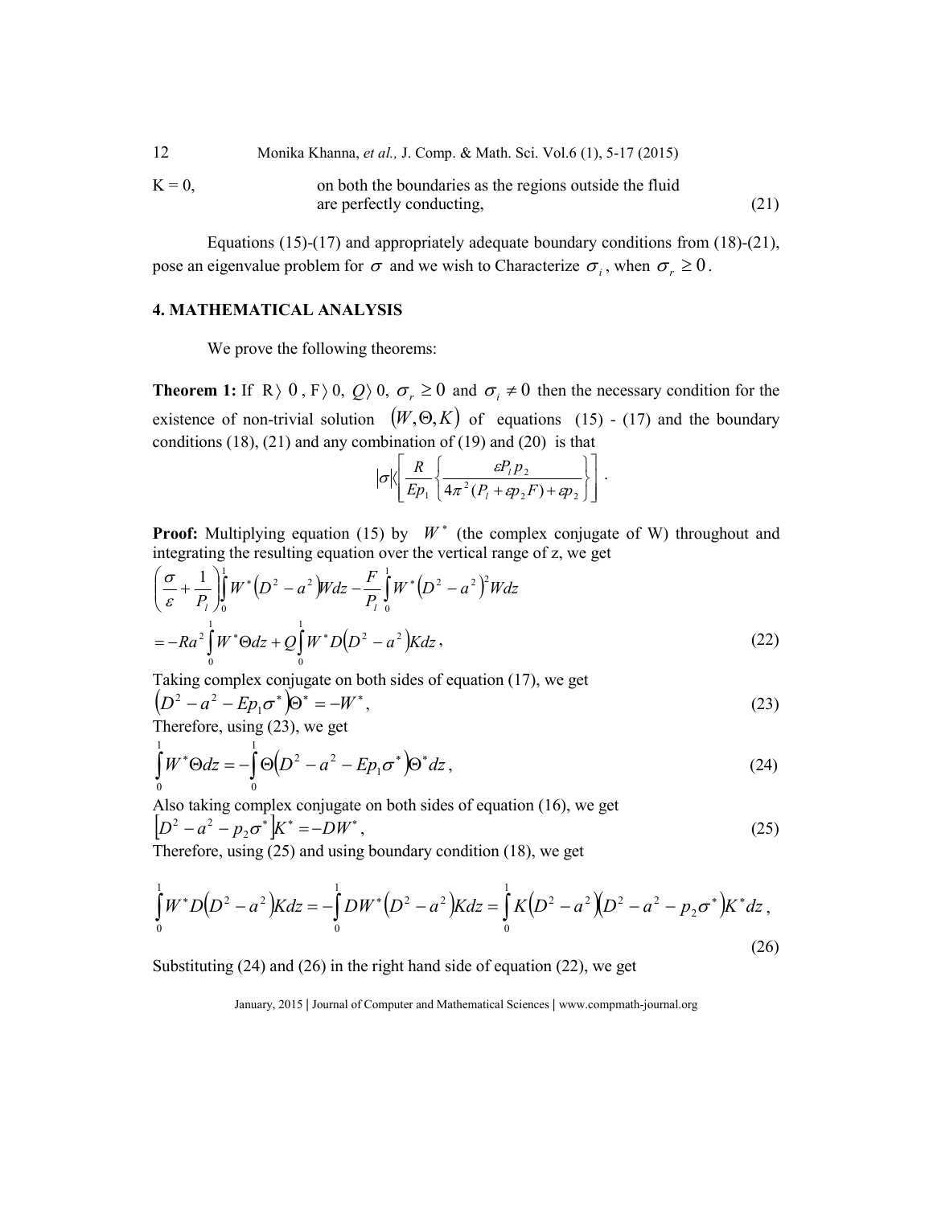K = 0, on both the boundaries as the regions outside the fluid are perfectly conducting, (21)

Equations (15)-(17) and appropriately adequate boundary conditions from (18)-(21), pose an eigenvalue problem for $\sigma$ and we wish to Characterize $\sigma_i$, when $\sigma_r \geq 0$.

## 4. MATHEMATICAL ANALYSIS

We prove the following theorems:

**Theorem 1:** If $R \rangle 0$, $F \rangle 0$, $Q \rangle 0$, $\sigma_r \geq 0$ and $\sigma_i \neq 0$ then the necessary condition for the existence of non-trivial solution $(W, \Theta, K)$ of equations (15) - (17) and the boundary conditions (18), (21) and any combination of (19) and (20) is that

$$|\sigma| \langle \left[ \frac{R}{Ep_1} \left\{ \frac{\varepsilon P_l p_2}{4\pi^2 (P_l + \varepsilon p_2 F) + \varepsilon p_2} \right\} \right].$$

**Proof:** Multiplying equation (15) by $W^*$ (the complex conjugate of W) throughout and integrating the resulting equation over the vertical range of z, we get

$$\left( \frac{\sigma}{\varepsilon} + \frac{1}{P_l} \right) \int_0^1 W^* \left( D^2 - a^2 \right) W dz - \frac{F}{P_l} \int_0^1 W^* \left( D^2 - a^2 \right)^2 W dz$$
$$= -Ra^2 \int_0^1 W^* \Theta dz + Q \int_0^1 W^* D \left( D^2 - a^2 \right) K dz, \tag{22}$$

Taking complex conjugate on both sides of equation (17), we get

$$\left( D^2 - a^2 - Ep_1 \sigma^* \right) \Theta^* = -W^*, \tag{23}$$

Therefore, using (23), we get

$$\int_0^1 W^* \Theta dz = -\int_0^1 \Theta \left( D^2 - a^2 - Ep_1 \sigma^* \right) \Theta^* dz, \tag{24}$$

Also taking complex conjugate on both sides of equation (16), we get

$$\left[ D^2 - a^2 - p_2 \sigma^* \right] K^* = -DW^*, \tag{25}$$

Therefore, using (25) and using boundary condition (18), we get

$$\int_0^1 W^* D \left( D^2 - a^2 \right) K dz = -\int_0^1 DW^* \left( D^2 - a^2 \right) K dz = \int_0^1 K \left( D^2 - a^2 \right) \left( D^2 - a^2 - p_2 \sigma^* \right) K^* dz, \tag{26}$$

Substituting (24) and (26) in the right hand side of equation (22), we get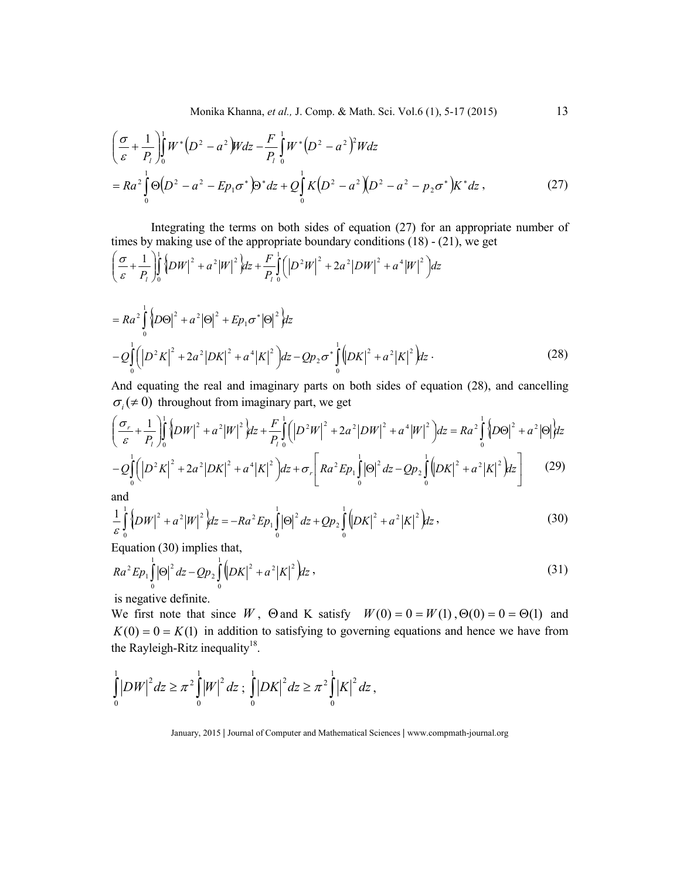$$\left(\frac{\sigma}{\varepsilon}+\frac{1}{P_l}\right)\int_0^1 W^*\left(D^2-a^2\right)W dz-\frac{F}{P_l}\int_0^1 W^*\left(D^2-a^2\right)^2 W dz$$

$$=Ra^2\int_0^1 \Theta\left(D^2-a^2-Ep_1\sigma^*\right)\Theta^* dz+Q\int_0^1 K\left(D^2-a^2\right)\left(D^2-a^2-p_2\sigma^*\right)K^* dz\,, \tag{27}$$

Integrating the terms on both sides of equation (27) for an appropriate number of times by making use of the appropriate boundary conditions (18) - (21), we get

$$\left(\frac{\sigma}{\varepsilon}+\frac{1}{P_l}\right)\int_0^1\left\{\left|DW\right|^2+a^2\left|W\right|^2\right\}dz+\frac{F}{P_l}\int_0^1\left(\left|D^2W\right|^2+2a^2\left|DW\right|^2+a^4\left|W\right|^2\right)dz$$

$$=Ra^2\int_0^1\left\{\left|D\Theta\right|^2+a^2\left|\Theta\right|^2+Ep_1\sigma^*\left|\Theta\right|^2\right\}dz$$

$$-Q\int_0^1\left(\left|D^2K\right|^2+2a^2\left|DK\right|^2+a^4\left|K\right|^2\right)dz-Qp_2\sigma^*\int_0^1\left(\left|DK\right|^2+a^2\left|K\right|^2\right)dz\,. \tag{28}$$

And equating the real and imaginary parts on both sides of equation (28), and cancelling $\sigma_i(\neq 0)$ throughout from imaginary part, we get

$$\left(\frac{\sigma_r}{\varepsilon}+\frac{1}{P_l}\right)\int_0^1\left\{\left|DW\right|^2+a^2\left|W\right|^2\right\}dz+\frac{F}{P_l}\int_0^1\left(\left|D^2W\right|^2+2a^2\left|DW\right|^2+a^4\left|W\right|^2\right)dz=Ra^2\int_0^1\left\{\left|D\Theta\right|^2+a^2\left|\Theta\right|\right\}dz$$

$$-Q\int_0^1\left(\left|D^2K\right|^2+2a^2\left|DK\right|^2+a^4\left|K\right|^2\right)dz+\sigma_r\left[Ra^2Ep_1\int_0^1\left|\Theta\right|^2dz-Qp_2\int_0^1\left(\left|DK\right|^2+a^2\left|K\right|^2\right)dz\right] \tag{29}$$

and

$$\frac{1}{\varepsilon}\int_0^1\left\{\left|DW\right|^2+a^2\left|W\right|^2\right\}dz=-Ra^2Ep_1\int_0^1\left|\Theta\right|^2dz+Qp_2\int_0^1\left(\left|DK\right|^2+a^2\left|K\right|^2\right)dz\,, \tag{30}$$

Equation (30) implies that,

$$Ra^2Ep_1\int_0^1\left|\Theta\right|^2dz-Qp_2\int_0^1\left(\left|DK\right|^2+a^2\left|K\right|^2\right)dz\,, \tag{31}$$

is negative definite.

We first note that since $W$, $\Theta$ and K satisfy $W(0)=0=W(1)$, $\Theta(0)=0=\Theta(1)$ and $K(0)=0=K(1)$ in addition to satisfying to governing equations and hence we have from the Rayleigh-Ritz inequality[18].

$$\int_0^1\left|DW\right|^2dz\geq\pi^2\int_0^1\left|W\right|^2dz\,;\ \int_0^1\left|DK\right|^2dz\geq\pi^2\int_0^1\left|K\right|^2dz\,,$$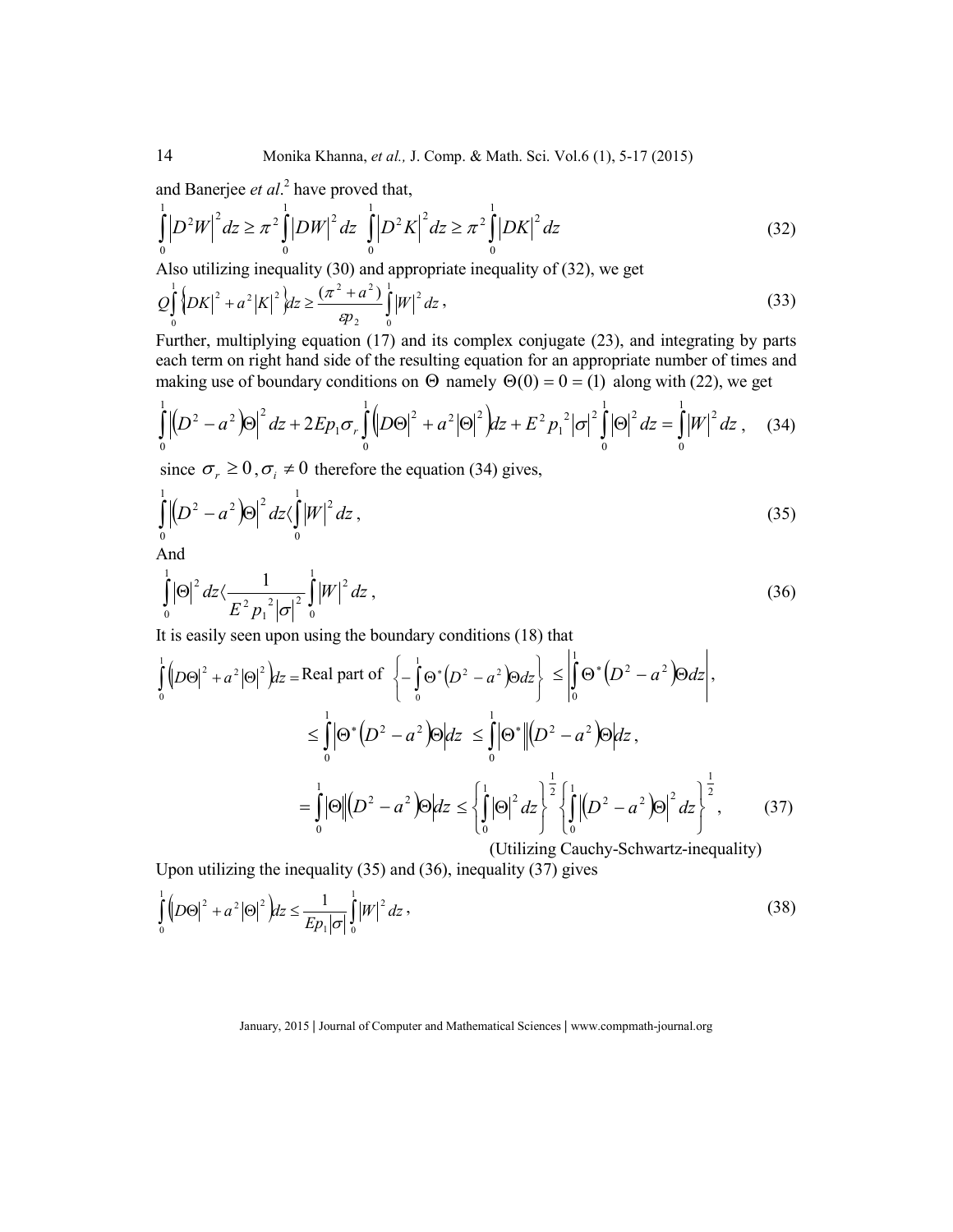and Banerjee *et al.*[2] have proved that,

$$\int_0^1 \left|D^2 W\right|^2 dz \geq \pi^2 \int_0^1 \left|DW\right|^2 dz \quad \int_0^1 \left|D^2 K\right|^2 dz \geq \pi^2 \int_0^1 \left|DK\right|^2 dz \tag{32}$$

Also utilizing inequality (30) and appropriate inequality of (32), we get

$$Q\int_0^1 \left\{\left|DK\right|^2 + a^2\left|K\right|^2\right\} dz \geq \frac{(\pi^2 + a^2)}{\varepsilon p_2}\int_0^1 \left|W\right|^2 dz, \tag{33}$$

Further, multiplying equation (17) and its complex conjugate (23), and integrating by parts each term on right hand side of the resulting equation for an appropriate number of times and making use of boundary conditions on $\Theta$ namely $\Theta(0) = 0 = (1)$ along with (22), we get

$$\int_0^1 \left|\left(D^2 - a^2\right)\Theta\right|^2 dz + 2Ep_1\sigma_r \int_0^1 \left(\left|D\Theta\right|^2 + a^2\left|\Theta\right|^2\right) dz + E^2 {p_1}^2 \left|\sigma\right|^2 \int_0^1 \left|\Theta\right|^2 dz = \int_0^1 \left|W\right|^2 dz, \tag{34}$$

since $\sigma_r \geq 0, \sigma_i \neq 0$ therefore the equation (34) gives,

$$\int_0^1 \left|\left(D^2 - a^2\right)\Theta\right|^2 dz \langle \int_0^1 \left|W\right|^2 dz, \tag{35}$$

And

$$\int_0^1 \left|\Theta\right|^2 dz \langle \frac{1}{E^2 {p_1}^2 \left|\sigma\right|^2}\int_0^1 \left|W\right|^2 dz, \tag{36}$$

It is easily seen upon using the boundary conditions (18) that

$$\begin{aligned}
\int_0^1 \left(\left|D\Theta\right|^2 + a^2\left|\Theta\right|^2\right) dz &= \text{Real part of } \left\{-\int_0^1 \Theta^*\left(D^2 - a^2\right)\Theta dz\right\} \leq \left|\int_0^1 \Theta^*\left(D^2 - a^2\right)\Theta dz\right|, \\
&\leq \int_0^1 \left|\Theta^*\left(D^2 - a^2\right)\Theta\right| dz \leq \int_0^1 \left|\Theta^*\right|\left|\left(D^2 - a^2\right)\Theta\right| dz, \\
&= \int_0^1 \left|\Theta\right|\left|\left(D^2 - a^2\right)\Theta\right| dz \leq \left\{\int_0^1 \left|\Theta\right|^2 dz\right\}^{\frac{1}{2}} \left\{\int_0^1 \left|\left(D^2 - a^2\right)\Theta\right|^2 dz\right\}^{\frac{1}{2}},
\end{aligned} \tag{37}$$

(Utilizing Cauchy-Schwartz-inequality)

Upon utilizing the inequality (35) and (36), inequality (37) gives

$$\int_0^1 \left(\left|D\Theta\right|^2 + a^2\left|\Theta\right|^2\right) dz \leq \frac{1}{Ep_1\left|\sigma\right|}\int_0^1 \left|W\right|^2 dz, \tag{38}$$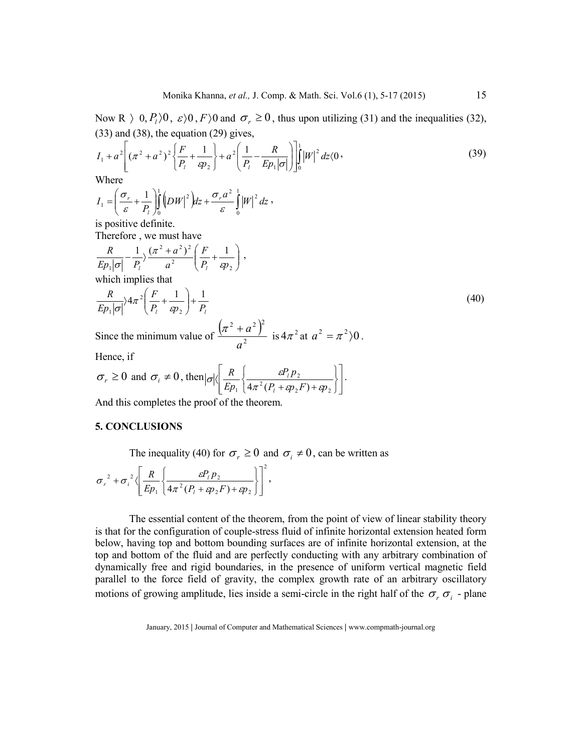Now R $\rangle$ $0, P_l \rangle 0$, $\varepsilon \rangle 0$, $F \rangle 0$ and $\sigma_r \geq 0$, thus upon utilizing (31) and the inequalities (32), (33) and (38), the equation (29) gives,

$$I_1 + a^2 \left[ (\pi^2 + a^2)^2 \left\{ \frac{F}{P_l} + \frac{1}{\varepsilon p_2} \right\} + a^2 \left( \frac{1}{P_l} - \frac{R}{E p_1 |\sigma|} \right) \right] \int_0^1 |W|^2 dz \langle 0, \tag{39}$$

Where

$$I_1 = \left( \frac{\sigma_r}{\varepsilon} + \frac{1}{P_l} \right) \int_0^1 \left( |DW|^2 \right) dz + \frac{\sigma_r a^2}{\varepsilon} \int_0^1 |W|^2 dz,$$

is positive definite.

Therefore , we must have

$$\frac{R}{E p_1 |\sigma|} - \frac{1}{P_l} \rangle \frac{(\pi^2 + a^2)^2}{a^2} \left( \frac{F}{P_l} + \frac{1}{\varepsilon p_2} \right),$$

which implies that

$$\frac{R}{E p_1 |\sigma|} \rangle 4\pi^2 \left( \frac{F}{P_l} + \frac{1}{\varepsilon p_2} \right) + \frac{1}{P_l} \tag{40}$$

Since the minimum value of $\dfrac{(\pi^2 + a^2)^2}{a^2}$ is $4\pi^2$ at $a^2 = \pi^2 \rangle 0$.

Hence, if

$\sigma_r \geq 0$ and $\sigma_i \neq 0$, then $|\sigma| \langle \left[ \dfrac{R}{E p_1} \left\{ \dfrac{\varepsilon P_l p_2}{4\pi^2 (P_l + \varepsilon p_2 F) + \varepsilon p_2} \right\} \right]$.

And this completes the proof of the theorem.

## 5. CONCLUSIONS

The inequality (40) for $\sigma_r \geq 0$ and $\sigma_i \neq 0$, can be written as

$$\sigma_r^2 + \sigma_i^2 \langle \left[ \frac{R}{E p_1} \left\{ \frac{\varepsilon P_l p_2}{4\pi^2 (P_l + \varepsilon p_2 F) + \varepsilon p_2} \right\} \right]^2,$$

The essential content of the theorem, from the point of view of linear stability theory is that for the configuration of couple-stress fluid of infinite horizontal extension heated form below, having top and bottom bounding surfaces are of infinite horizontal extension, at the top and bottom of the fluid and are perfectly conducting with any arbitrary combination of dynamically free and rigid boundaries, in the presence of uniform vertical magnetic field parallel to the force field of gravity, the complex growth rate of an arbitrary oscillatory motions of growing amplitude, lies inside a semi-circle in the right half of the $\sigma_r \sigma_i$ - plane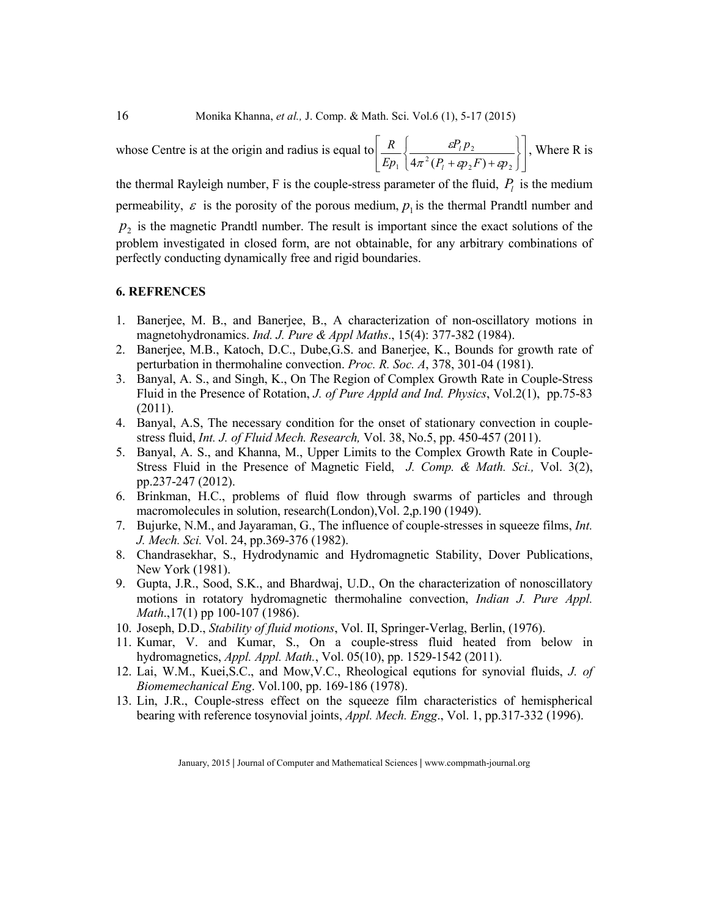whose Centre is at the origin and radius is equal to $\left[ \frac{R}{Ep_1} \left\{ \frac{\varepsilon P_l p_2}{4\pi^2 (P_l + \varepsilon p_2 F) + \varepsilon p_2} \right\} \right]$, Where R is the thermal Rayleigh number, F is the couple-stress parameter of the fluid, $P_l$ is the medium permeability, $\varepsilon$ is the porosity of the porous medium, $p_1$ is the thermal Prandtl number and $p_2$ is the magnetic Prandtl number. The result is important since the exact solutions of the problem investigated in closed form, are not obtainable, for any arbitrary combinations of perfectly conducting dynamically free and rigid boundaries.

## 6. REFRENCES

1. Banerjee, M. B., and Banerjee, B., A characterization of non-oscillatory motions in magnetohydronamics. *Ind. J. Pure & Appl Maths*., 15(4): 377-382 (1984).
2. Banerjee, M.B., Katoch, D.C., Dube,G.S. and Banerjee, K., Bounds for growth rate of perturbation in thermohaline convection. *Proc. R. Soc. A*, 378, 301-04 (1981).
3. Banyal, A. S., and Singh, K., On The Region of Complex Growth Rate in Couple-Stress Fluid in the Presence of Rotation, *J. of Pure Appld and Ind. Physics*, Vol.2(1), pp.75-83 (2011).
4. Banyal, A.S, The necessary condition for the onset of stationary convection in couple-stress fluid, *Int. J. of Fluid Mech. Research,* Vol. 38, No.5, pp. 450-457 (2011).
5. Banyal, A. S., and Khanna, M., Upper Limits to the Complex Growth Rate in Couple-Stress Fluid in the Presence of Magnetic Field, *J. Comp. & Math. Sci.,* Vol. 3(2), pp.237-247 (2012).
6. Brinkman, H.C., problems of fluid flow through swarms of particles and through macromolecules in solution, research(London),Vol. 2,p.190 (1949).
7. Bujurke, N.M., and Jayaraman, G., The influence of couple-stresses in squeeze films, *Int. J. Mech. Sci.* Vol. 24, pp.369-376 (1982).
8. Chandrasekhar, S., Hydrodynamic and Hydromagnetic Stability, Dover Publications, New York (1981).
9. Gupta, J.R., Sood, S.K., and Bhardwaj, U.D., On the characterization of nonoscillatory motions in rotatory hydromagnetic thermohaline convection, *Indian J. Pure Appl. Math*.,17(1) pp 100-107 (1986).
10. Joseph, D.D., *Stability of fluid motions*, Vol. II, Springer-Verlag, Berlin, (1976).
11. Kumar, V. and Kumar, S., On a couple-stress fluid heated from below in hydromagnetics, *Appl. Appl. Math.*, Vol. 05(10), pp. 1529-1542 (2011).
12. Lai, W.M., Kuei,S.C., and Mow,V.C., Rheological equtions for synovial fluids, *J. of Biomemechanical Eng*. Vol.100, pp. 169-186 (1978).
13. Lin, J.R., Couple-stress effect on the squeeze film characteristics of hemispherical bearing with reference tosynovial joints, *Appl. Mech. Engg*., Vol. 1, pp.317-332 (1996).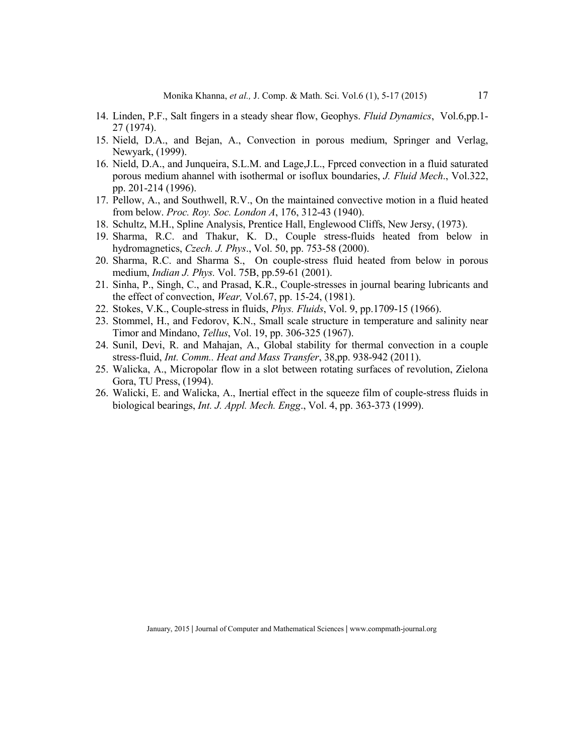14. Linden, P.F., Salt fingers in a steady shear flow, Geophys. *Fluid Dynamics*, Vol.6,pp.1-27 (1974).
15. Nield, D.A., and Bejan, A., Convection in porous medium, Springer and Verlag, Newyark, (1999).
16. Nield, D.A., and Junqueira, S.L.M. and Lage,J.L., Fprced convection in a fluid saturated porous medium ahannel with isothermal or isoflux boundaries, *J. Fluid Mech*., Vol.322, pp. 201-214 (1996).
17. Pellow, A., and Southwell, R.V., On the maintained convective motion in a fluid heated from below. *Proc. Roy. Soc. London A*, 176, 312-43 (1940).
18. Schultz, M.H., Spline Analysis, Prentice Hall, Englewood Cliffs, New Jersy, (1973).
19. Sharma, R.C. and Thakur, K. D., Couple stress-fluids heated from below in hydromagnetics, *Czech. J. Phys*., Vol. 50, pp. 753-58 (2000).
20. Sharma, R.C. and Sharma S., On couple-stress fluid heated from below in porous medium, *Indian J. Phys.* Vol. 75B, pp.59-61 (2001).
21. Sinha, P., Singh, C., and Prasad, K.R., Couple-stresses in journal bearing lubricants and the effect of convection, *Wear,* Vol.67, pp. 15-24, (1981).
22. Stokes, V.K., Couple-stress in fluids, *Phys. Fluids*, Vol. 9, pp.1709-15 (1966).
23. Stommel, H., and Fedorov, K.N., Small scale structure in temperature and salinity near Timor and Mindano, *Tellus*, Vol. 19, pp. 306-325 (1967).
24. Sunil, Devi, R. and Mahajan, A., Global stability for thermal convection in a couple stress-fluid, *Int. Comm.. Heat and Mass Transfer*, 38,pp. 938-942 (2011).
25. Walicka, A., Micropolar flow in a slot between rotating surfaces of revolution, Zielona Gora, TU Press, (1994).
26. Walicki, E. and Walicka, A., Inertial effect in the squeeze film of couple-stress fluids in biological bearings, *Int. J. Appl. Mech. Engg*., Vol. 4, pp. 363-373 (1999).